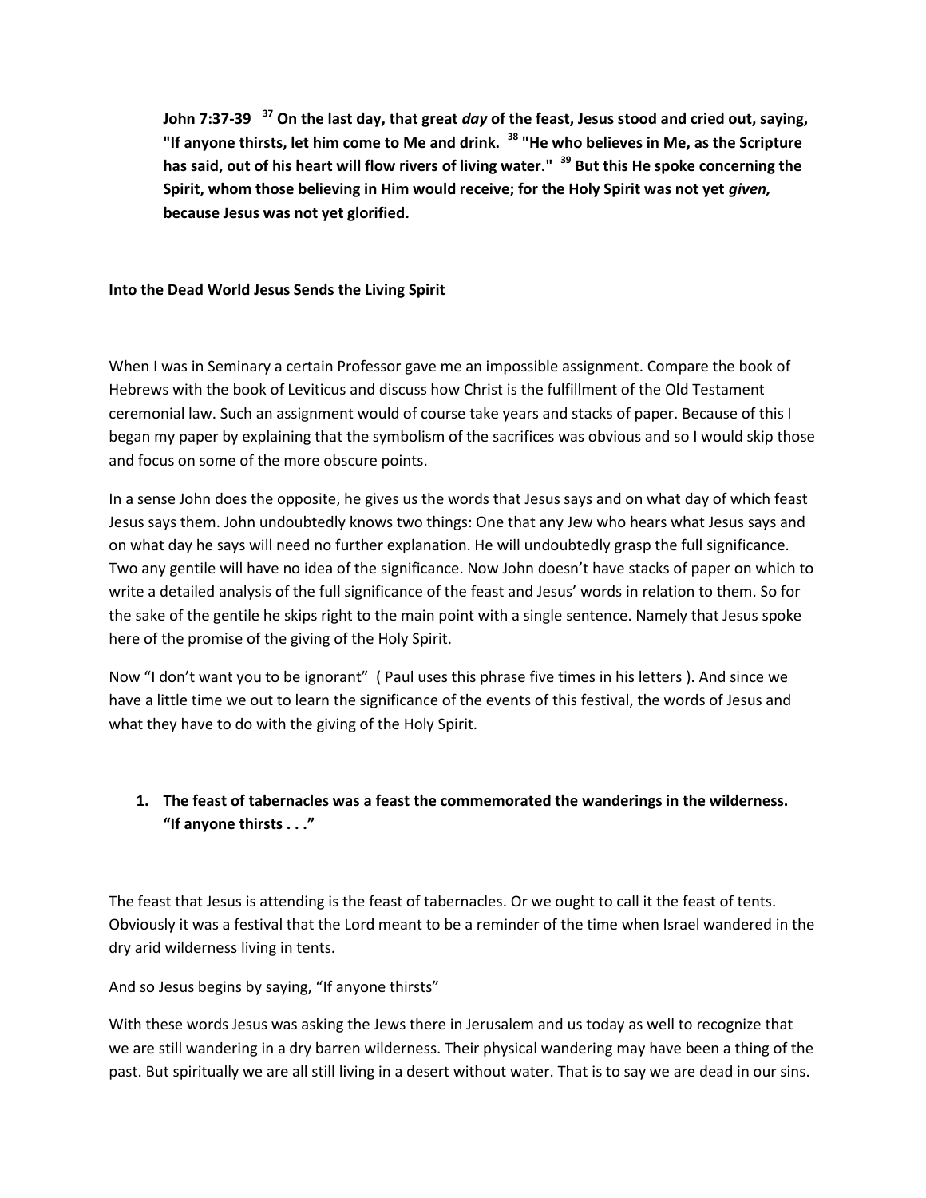**John 7:37-39 [37] On the last day, that great *day* of the feast, Jesus stood and cried out, saying, "If anyone thirsts, let him come to Me and drink. [38] "He who believes in Me, as the Scripture has said, out of his heart will flow rivers of living water." [39] But this He spoke concerning the Spirit, whom those believing in Him would receive; for the Holy Spirit was not yet *given,* because Jesus was not yet glorified.**

## Into the Dead World Jesus Sends the Living Spirit

When I was in Seminary a certain Professor gave me an impossible assignment. Compare the book of Hebrews with the book of Leviticus and discuss how Christ is the fulfillment of the Old Testament ceremonial law. Such an assignment would of course take years and stacks of paper. Because of this I began my paper by explaining that the symbolism of the sacrifices was obvious and so I would skip those and focus on some of the more obscure points.

In a sense John does the opposite, he gives us the words that Jesus says and on what day of which feast Jesus says them. John undoubtedly knows two things: One that any Jew who hears what Jesus says and on what day he says will need no further explanation. He will undoubtedly grasp the full significance. Two any gentile will have no idea of the significance. Now John doesn't have stacks of paper on which to write a detailed analysis of the full significance of the feast and Jesus' words in relation to them. So for the sake of the gentile he skips right to the main point with a single sentence. Namely that Jesus spoke here of the promise of the giving of the Holy Spirit.

Now "I don't want you to be ignorant" ( Paul uses this phrase five times in his letters ). And since we have a little time we out to learn the significance of the events of this festival, the words of Jesus and what they have to do with the giving of the Holy Spirit.

1. **The feast of tabernacles was a feast the commemorated the wanderings in the wilderness. "If anyone thirsts . . ."**

The feast that Jesus is attending is the feast of tabernacles. Or we ought to call it the feast of tents. Obviously it was a festival that the Lord meant to be a reminder of the time when Israel wandered in the dry arid wilderness living in tents.

And so Jesus begins by saying, "If anyone thirsts"

With these words Jesus was asking the Jews there in Jerusalem and us today as well to recognize that we are still wandering in a dry barren wilderness. Their physical wandering may have been a thing of the past. But spiritually we are all still living in a desert without water. That is to say we are dead in our sins.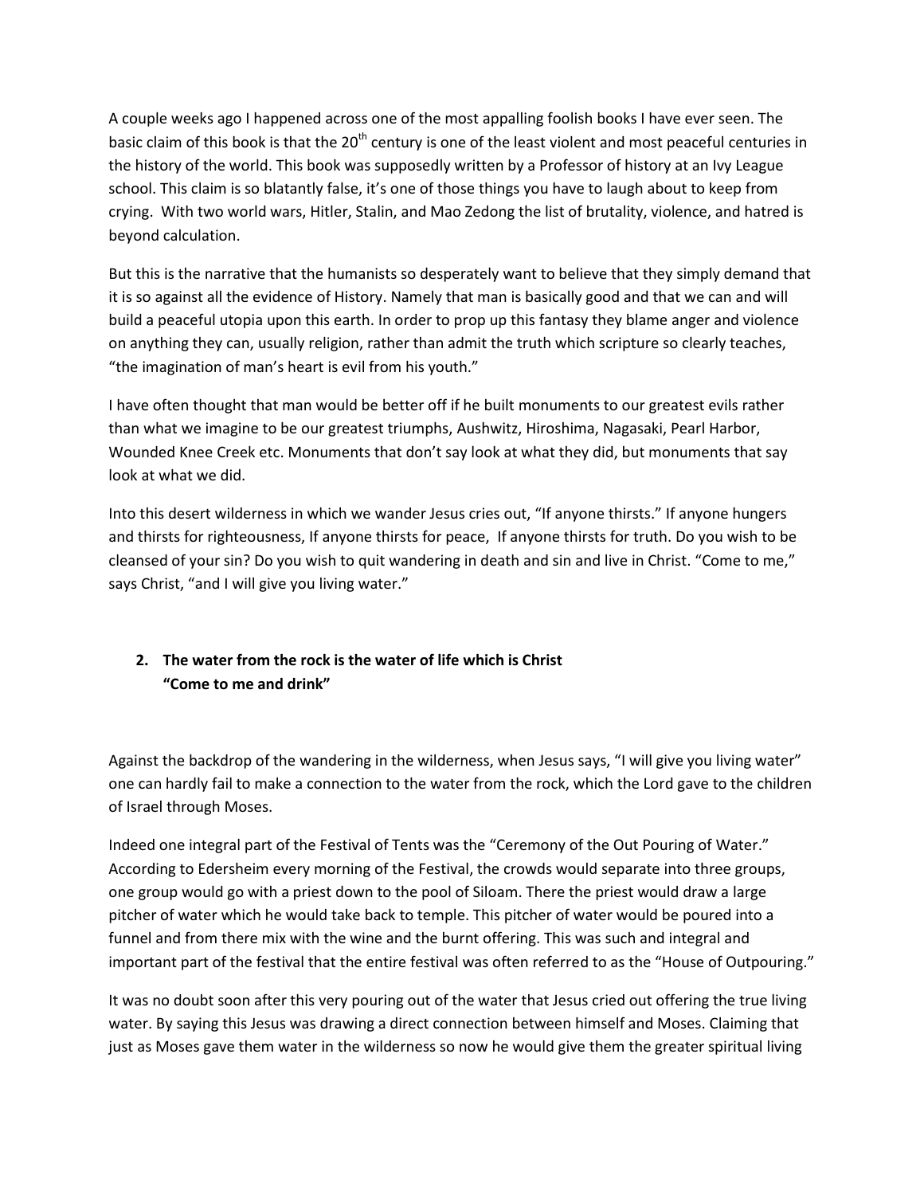A couple weeks ago I happened across one of the most appalling foolish books I have ever seen. The basic claim of this book is that the 20th century is one of the least violent and most peaceful centuries in the history of the world. This book was supposedly written by a Professor of history at an Ivy League school. This claim is so blatantly false, it's one of those things you have to laugh about to keep from crying. With two world wars, Hitler, Stalin, and Mao Zedong the list of brutality, violence, and hatred is beyond calculation.

But this is the narrative that the humanists so desperately want to believe that they simply demand that it is so against all the evidence of History. Namely that man is basically good and that we can and will build a peaceful utopia upon this earth. In order to prop up this fantasy they blame anger and violence on anything they can, usually religion, rather than admit the truth which scripture so clearly teaches, "the imagination of man's heart is evil from his youth."

I have often thought that man would be better off if he built monuments to our greatest evils rather than what we imagine to be our greatest triumphs, Aushwitz, Hiroshima, Nagasaki, Pearl Harbor, Wounded Knee Creek etc. Monuments that don't say look at what they did, but monuments that say look at what we did.

Into this desert wilderness in which we wander Jesus cries out, "If anyone thirsts." If anyone hungers and thirsts for righteousness, If anyone thirsts for peace, If anyone thirsts for truth. Do you wish to be cleansed of your sin? Do you wish to quit wandering in death and sin and live in Christ. "Come to me," says Christ, "and I will give you living water."

2. **The water from the rock is the water of life which is Christ**
   **"Come to me and drink"**

Against the backdrop of the wandering in the wilderness, when Jesus says, "I will give you living water" one can hardly fail to make a connection to the water from the rock, which the Lord gave to the children of Israel through Moses.

Indeed one integral part of the Festival of Tents was the "Ceremony of the Out Pouring of Water." According to Edersheim every morning of the Festival, the crowds would separate into three groups, one group would go with a priest down to the pool of Siloam. There the priest would draw a large pitcher of water which he would take back to temple. This pitcher of water would be poured into a funnel and from there mix with the wine and the burnt offering. This was such and integral and important part of the festival that the entire festival was often referred to as the "House of Outpouring."

It was no doubt soon after this very pouring out of the water that Jesus cried out offering the true living water. By saying this Jesus was drawing a direct connection between himself and Moses. Claiming that just as Moses gave them water in the wilderness so now he would give them the greater spiritual living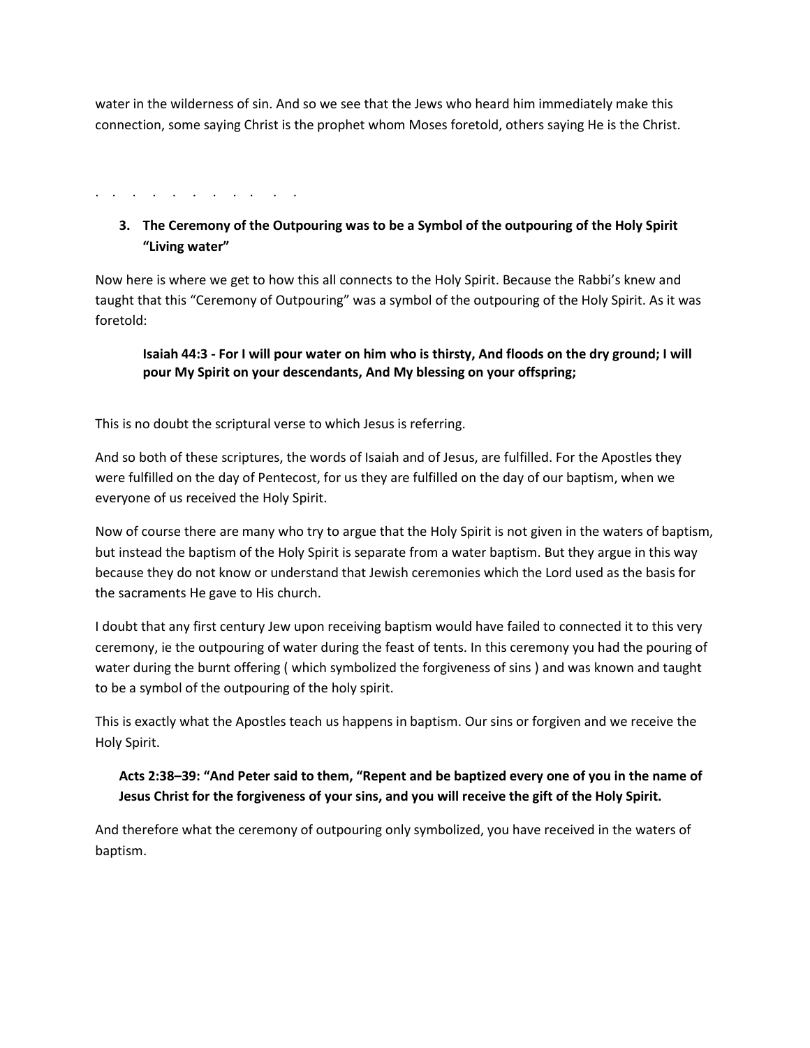water in the wilderness of sin. And so we see that the Jews who heard him immediately make this connection, some saying Christ is the prophet whom Moses foretold, others saying He is the Christ.

. . . . . . . . . . . .

3. **The Ceremony of the Outpouring was to be a Symbol of the outpouring of the Holy Spirit "Living water"**

Now here is where we get to how this all connects to the Holy Spirit. Because the Rabbi's knew and taught that this "Ceremony of Outpouring" was a symbol of the outpouring of the Holy Spirit. As it was foretold:

> **Isaiah 44:3 - For I will pour water on him who is thirsty, And floods on the dry ground; I will pour My Spirit on your descendants, And My blessing on your offspring;**

This is no doubt the scriptural verse to which Jesus is referring.

And so both of these scriptures, the words of Isaiah and of Jesus, are fulfilled. For the Apostles they were fulfilled on the day of Pentecost, for us they are fulfilled on the day of our baptism, when we everyone of us received the Holy Spirit.

Now of course there are many who try to argue that the Holy Spirit is not given in the waters of baptism, but instead the baptism of the Holy Spirit is separate from a water baptism. But they argue in this way because they do not know or understand that Jewish ceremonies which the Lord used as the basis for the sacraments He gave to His church.

I doubt that any first century Jew upon receiving baptism would have failed to connected it to this very ceremony, ie the outpouring of water during the feast of tents. In this ceremony you had the pouring of water during the burnt offering ( which symbolized the forgiveness of sins ) and was known and taught to be a symbol of the outpouring of the holy spirit.

This is exactly what the Apostles teach us happens in baptism. Our sins or forgiven and we receive the Holy Spirit.

> **Acts 2:38–39: "And Peter said to them, "Repent and be baptized every one of you in the name of Jesus Christ for the forgiveness of your sins, and you will receive the gift of the Holy Spirit.**

And therefore what the ceremony of outpouring only symbolized, you have received in the waters of baptism.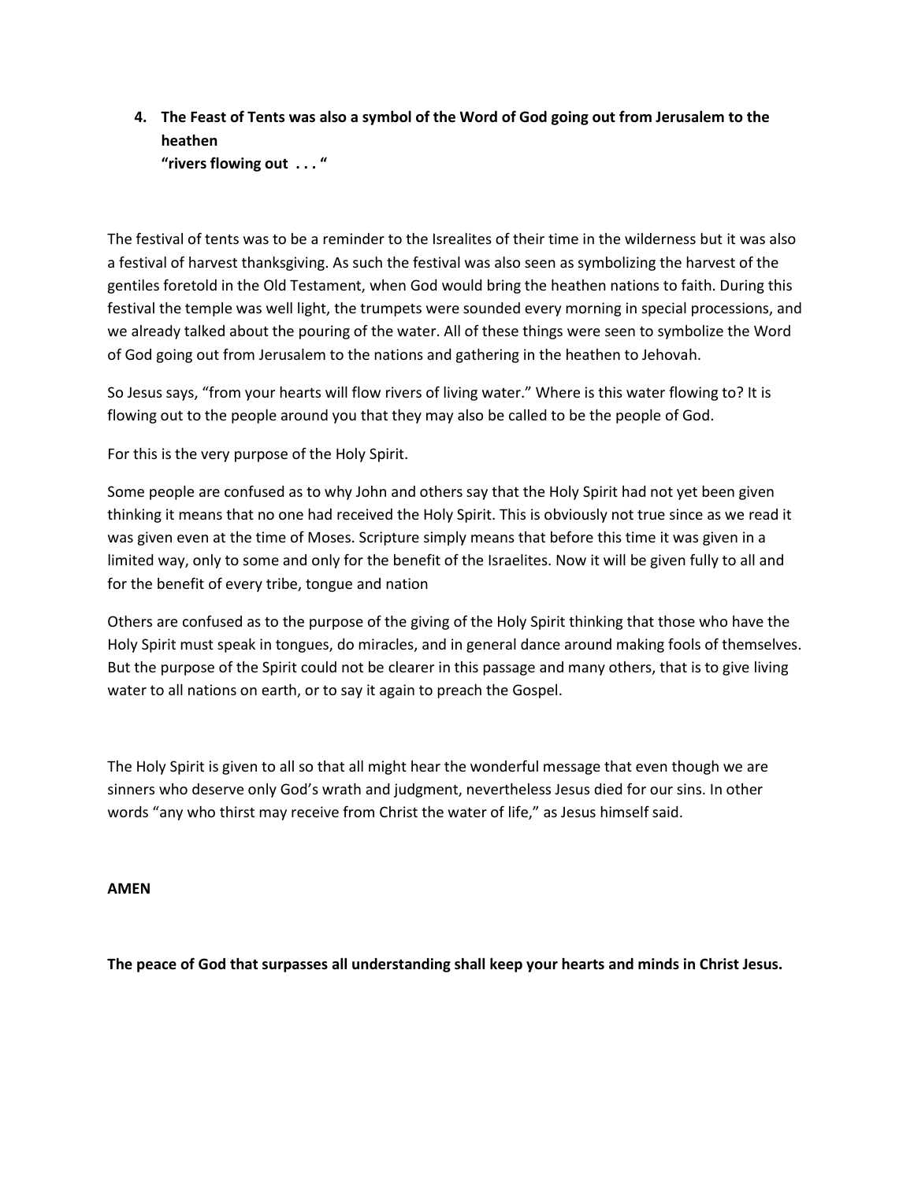4. **The Feast of Tents was also a symbol of the Word of God going out from Jerusalem to the heathen**
   **"rivers flowing out . . . "**

The festival of tents was to be a reminder to the Isrealites of their time in the wilderness but it was also a festival of harvest thanksgiving. As such the festival was also seen as symbolizing the harvest of the gentiles foretold in the Old Testament, when God would bring the heathen nations to faith. During this festival the temple was well light, the trumpets were sounded every morning in special processions, and we already talked about the pouring of the water. All of these things were seen to symbolize the Word of God going out from Jerusalem to the nations and gathering in the heathen to Jehovah.

So Jesus says, "from your hearts will flow rivers of living water." Where is this water flowing to? It is flowing out to the people around you that they may also be called to be the people of God.

For this is the very purpose of the Holy Spirit.

Some people are confused as to why John and others say that the Holy Spirit had not yet been given thinking it means that no one had received the Holy Spirit. This is obviously not true since as we read it was given even at the time of Moses. Scripture simply means that before this time it was given in a limited way, only to some and only for the benefit of the Israelites. Now it will be given fully to all and for the benefit of every tribe, tongue and nation

Others are confused as to the purpose of the giving of the Holy Spirit thinking that those who have the Holy Spirit must speak in tongues, do miracles, and in general dance around making fools of themselves. But the purpose of the Spirit could not be clearer in this passage and many others, that is to give living water to all nations on earth, or to say it again to preach the Gospel.

The Holy Spirit is given to all so that all might hear the wonderful message that even though we are sinners who deserve only God's wrath and judgment, nevertheless Jesus died for our sins. In other words "any who thirst may receive from Christ the water of life," as Jesus himself said.

**AMEN**

**The peace of God that surpasses all understanding shall keep your hearts and minds in Christ Jesus.**